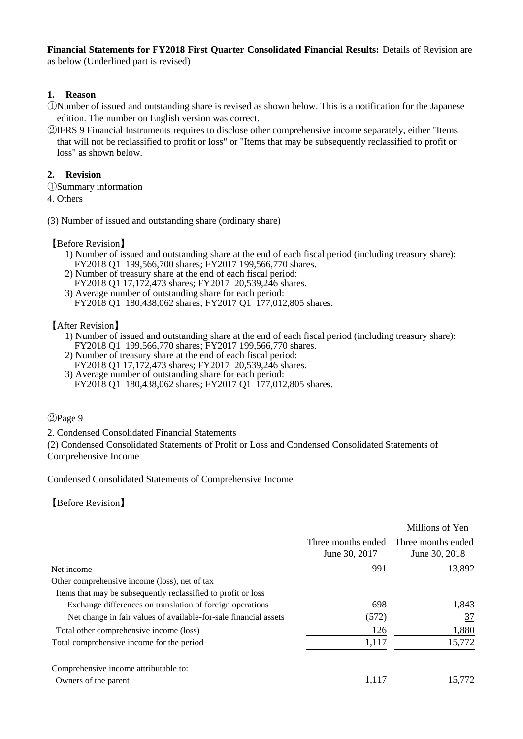**Financial Statements for FY2018 First Quarter Consolidated Financial Results:** Details of Revision are as below (<u>Underlined part</u> is revised)

## 1. Reason

①Number of issued and outstanding share is revised as shown below. This is a notification for the Japanese edition. The number on English version was correct.

②IFRS 9 Financial Instruments requires to disclose other comprehensive income separately, either "Items that will not be reclassified to profit or loss" or "Items that may be subsequently reclassified to profit or loss" as shown below.

## 2. Revision

①Summary information

4. Others

(3) Number of issued and outstanding share (ordinary share)

【Before Revision】

1) Number of issued and outstanding share at the end of each fiscal period (including treasury share): FY2018 Q1 <u>199,566,700</u> shares; FY2017 199,566,770 shares.
2) Number of treasury share at the end of each fiscal period: FY2018 Q1 17,172,473 shares; FY2017 20,539,246 shares.
3) Average number of outstanding share for each period: FY2018 Q1 180,438,062 shares; FY2017 Q1 177,012,805 shares.

【After Revision】

1) Number of issued and outstanding share at the end of each fiscal period (including treasury share): FY2018 Q1 <u>199,566,770</u> shares; FY2017 199,566,770 shares.
2) Number of treasury share at the end of each fiscal period: FY2018 Q1 17,172,473 shares; FY2017 20,539,246 shares.
3) Average number of outstanding share for each period: FY2018 Q1 180,438,062 shares; FY2017 Q1 177,012,805 shares.

②Page 9

2. Condensed Consolidated Financial Statements

(2) Condensed Consolidated Statements of Profit or Loss and Condensed Consolidated Statements of Comprehensive Income

Condensed Consolidated Statements of Comprehensive Income

【Before Revision】

Millions of Yen

| | Three months ended June 30, 2017 | Three months ended June 30, 2018 |
|---|---|---|
| Net income | 991 | 13,892 |
| Other comprehensive income (loss), net of tax | | |
| Items that may be subsequently reclassified to profit or loss | | |
| Exchange differences on translation of foreign operations | 698 | 1,843 |
| Net change in fair values of available-for-sale financial assets | (572) | <u>37</u> |
| Total other comprehensive income (loss) | 126 | 1,880 |
| Total comprehensive income for the period | 1,117 | 15,772 |
| | | |
| Comprehensive income attributable to: | | |
| Owners of the parent | 1,117 | 15,772 |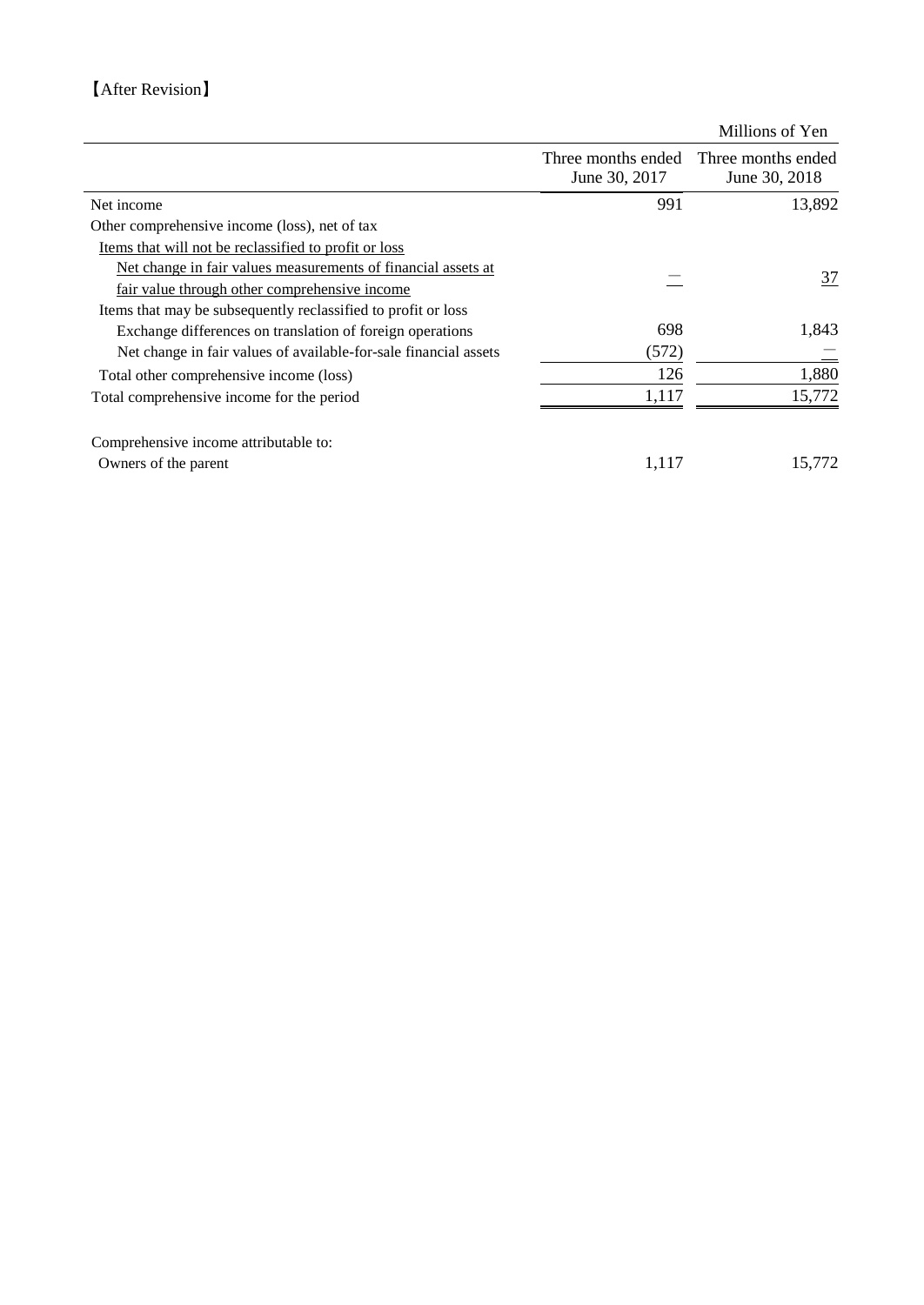【After Revision】

Millions of Yen

| | Three months ended June 30, 2017 | Three months ended June 30, 2018 |
|---|---|---|
| Net income | 991 | 13,892 |
| Other comprehensive income (loss), net of tax | | |
| Items that will not be reclassified to profit or loss | | |
| Net change in fair values measurements of financial assets at fair value through other comprehensive income | — | 37 |
| Items that may be subsequently reclassified to profit or loss | | |
| Exchange differences on translation of foreign operations | 698 | 1,843 |
| Net change in fair values of available-for-sale financial assets | (572) | — |
| Total other comprehensive income (loss) | 126 | 1,880 |
| Total comprehensive income for the period | 1,117 | 15,772 |
| | | |
| Comprehensive income attributable to: | | |
| Owners of the parent | 1,117 | 15,772 |